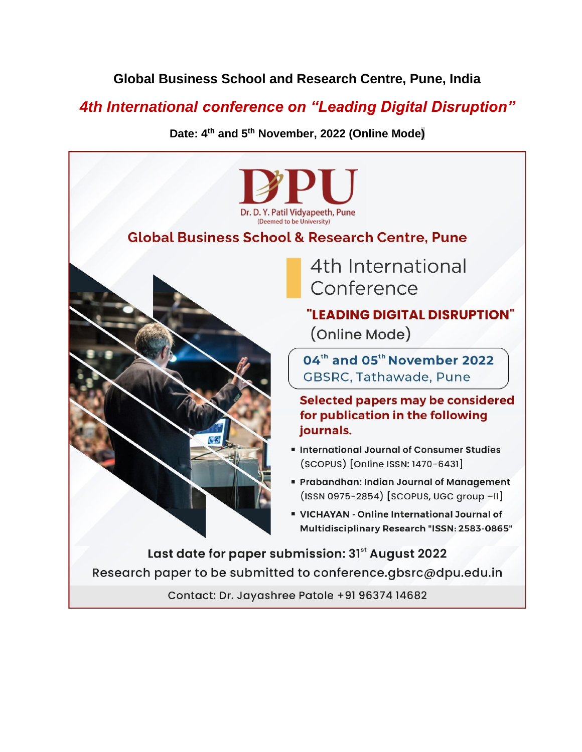**Global Business School and Research Centre, Pune, India**

## *4th International conference on "Leading Digital Disruption"*

**Date: 4th and 5th November, 2022 (Online Mode)**

DPU

Dr. D. Y. Patil Vidyapeeth, Pune
(Deemed to be University)

### Global Business School & Research Centre, Pune

4th International Conference

**"LEADING DIGITAL DISRUPTION"**

(Online Mode)

**04th and 05th November 2022**
GBSRC, Tathawade, Pune

**Selected papers may be considered for publication in the following journals.**

- **International Journal of Consumer Studies** (SCOPUS) [Online ISSN: 1470-6431]
- **Prabandhan: Indian Journal of Management** (ISSN 0975-2854) [SCOPUS, UGC group –II]
- **VICHAYAN - Online International Journal of Multidisciplinary Research "ISSN: 2583-0865"**

**Last date for paper submission: 31st August 2022**

Research paper to be submitted to conference.gbsrc@dpu.edu.in

Contact: Dr. Jayashree Patole +91 96374 14682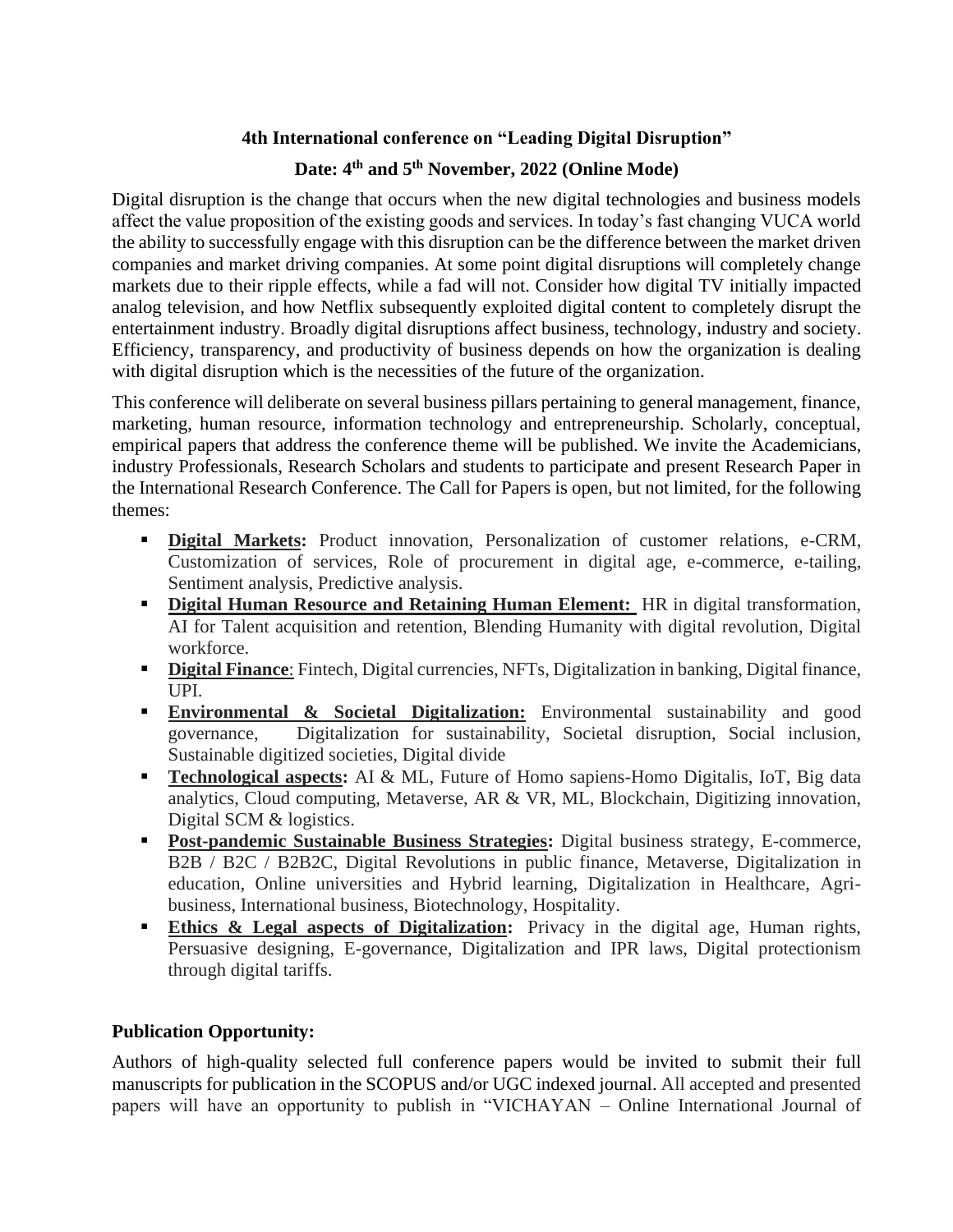**4th International conference on "Leading Digital Disruption"**

**Date: 4th and 5th November, 2022 (Online Mode)**

Digital disruption is the change that occurs when the new digital technologies and business models affect the value proposition of the existing goods and services. In today's fast changing VUCA world the ability to successfully engage with this disruption can be the difference between the market driven companies and market driving companies. At some point digital disruptions will completely change markets due to their ripple effects, while a fad will not. Consider how digital TV initially impacted analog television, and how Netflix subsequently exploited digital content to completely disrupt the entertainment industry. Broadly digital disruptions affect business, technology, industry and society. Efficiency, transparency, and productivity of business depends on how the organization is dealing with digital disruption which is the necessities of the future of the organization.

This conference will deliberate on several business pillars pertaining to general management, finance, marketing, human resource, information technology and entrepreneurship. Scholarly, conceptual, empirical papers that address the conference theme will be published. We invite the Academicians, industry Professionals, Research Scholars and students to participate and present Research Paper in the International Research Conference. The Call for Papers is open, but not limited, for the following themes:

- **Digital Markets:** Product innovation, Personalization of customer relations, e-CRM, Customization of services, Role of procurement in digital age, e-commerce, e-tailing, Sentiment analysis, Predictive analysis.
- **Digital Human Resource and Retaining Human Element:** HR in digital transformation, AI for Talent acquisition and retention, Blending Humanity with digital revolution, Digital workforce.
- **Digital Finance**: Fintech, Digital currencies, NFTs, Digitalization in banking, Digital finance, UPI.
- **Environmental & Societal Digitalization:** Environmental sustainability and good governance, Digitalization for sustainability, Societal disruption, Social inclusion, Sustainable digitized societies, Digital divide
- **Technological aspects:** AI & ML, Future of Homo sapiens-Homo Digitalis, IoT, Big data analytics, Cloud computing, Metaverse, AR & VR, ML, Blockchain, Digitizing innovation, Digital SCM & logistics.
- **Post-pandemic Sustainable Business Strategies:** Digital business strategy, E-commerce, B2B / B2C / B2B2C, Digital Revolutions in public finance, Metaverse, Digitalization in education, Online universities and Hybrid learning, Digitalization in Healthcare, Agri-business, International business, Biotechnology, Hospitality.
- **Ethics & Legal aspects of Digitalization:** Privacy in the digital age, Human rights, Persuasive designing, E-governance, Digitalization and IPR laws, Digital protectionism through digital tariffs.

**Publication Opportunity:**

Authors of high-quality selected full conference papers would be invited to submit their full manuscripts for publication in the SCOPUS and/or UGC indexed journal. All accepted and presented papers will have an opportunity to publish in "VICHAYAN – Online International Journal of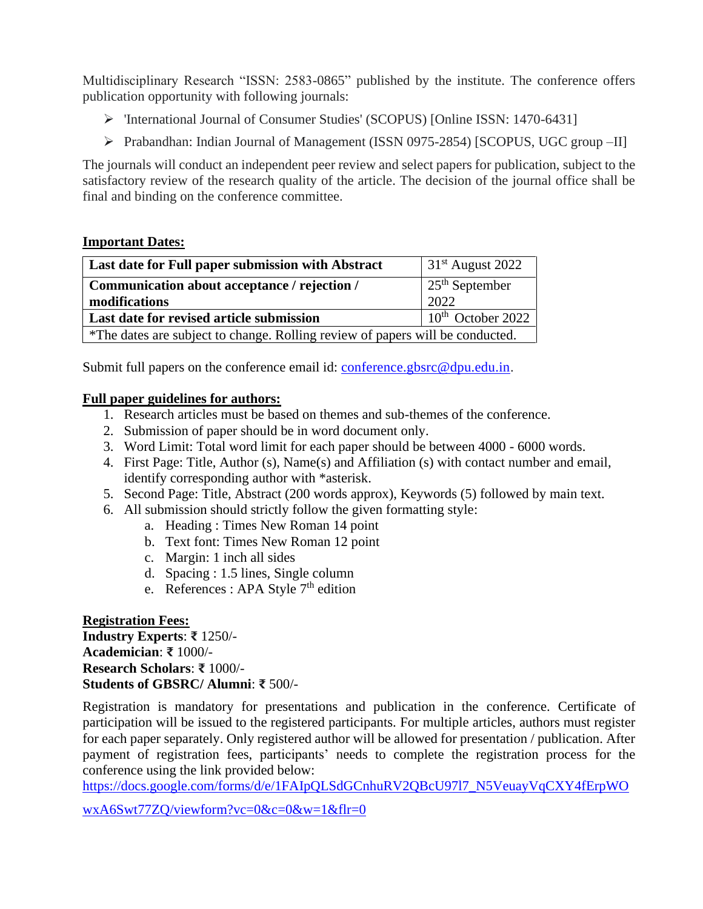Multidisciplinary Research "ISSN: 2583-0865" published by the institute. The conference offers publication opportunity with following journals:

- 'International Journal of Consumer Studies' (SCOPUS) [Online ISSN: 1470-6431]
- Prabandhan: Indian Journal of Management (ISSN 0975-2854) [SCOPUS, UGC group –II]

The journals will conduct an independent peer review and select papers for publication, subject to the satisfactory review of the research quality of the article. The decision of the journal office shall be final and binding on the conference committee.

**Important Dates:**

| | |
|---|---|
| **Last date for Full paper submission with Abstract** | 31st August 2022 |
| **Communication about acceptance / rejection / modifications** | 25th September 2022 |
| **Last date for revised article submission** | 10th October 2022 |
| *The dates are subject to change. Rolling review of papers will be conducted. | |

Submit full papers on the conference email id: conference.gbsrc@dpu.edu.in.

**Full paper guidelines for authors:**

1. Research articles must be based on themes and sub-themes of the conference.
2. Submission of paper should be in word document only.
3. Word Limit: Total word limit for each paper should be between 4000 - 6000 words.
4. First Page: Title, Author (s), Name(s) and Affiliation (s) with contact number and email, identify corresponding author with *asterisk.
5. Second Page: Title, Abstract (200 words approx), Keywords (5) followed by main text.
6. All submission should strictly follow the given formatting style:
   a. Heading : Times New Roman 14 point
   b. Text font: Times New Roman 12 point
   c. Margin: 1 inch all sides
   d. Spacing : 1.5 lines, Single column
   e. References : APA Style 7th edition

**Registration Fees:**
**Industry Experts**: ₹ 1250/-
**Academician**: ₹ 1000/-
**Research Scholars**: ₹ 1000/-
**Students of GBSRC/ Alumni**: ₹ 500/-

Registration is mandatory for presentations and publication in the conference. Certificate of participation will be issued to the registered participants. For multiple articles, authors must register for each paper separately. Only registered author will be allowed for presentation / publication. After payment of registration fees, participants' needs to complete the registration process for the conference using the link provided below:
https://docs.google.com/forms/d/e/1FAIpQLSdGCnhuRV2QBcU97l7_N5VeuayVqCXY4fErpWOwxA6Swt77ZQ/viewform?vc=0&c=0&w=1&flr=0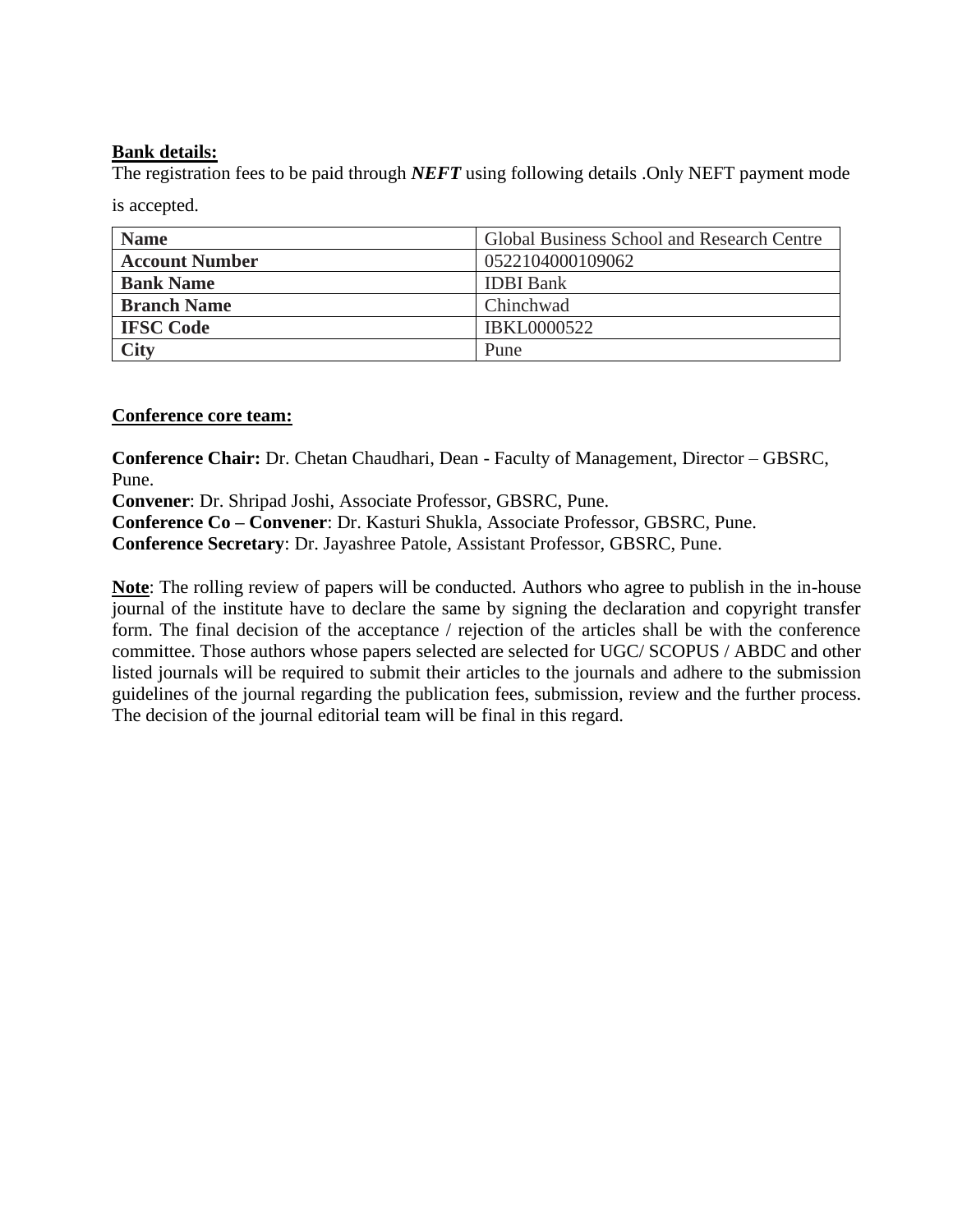**Bank details:**

The registration fees to be paid through ***NEFT*** using following details .Only NEFT payment mode is accepted.

| | |
|---|---|
| **Name** | Global Business School and Research Centre |
| **Account Number** | 0522104000109062 |
| **Bank Name** | IDBI Bank |
| **Branch Name** | Chinchwad |
| **IFSC Code** | IBKL0000522 |
| **City** | Pune |

**Conference core team:**

**Conference Chair:** Dr. Chetan Chaudhari, Dean - Faculty of Management, Director – GBSRC, Pune.
**Convener**: Dr. Shripad Joshi, Associate Professor, GBSRC, Pune.
**Conference Co – Convener**: Dr. Kasturi Shukla, Associate Professor, GBSRC, Pune.
**Conference Secretary**: Dr. Jayashree Patole, Assistant Professor, GBSRC, Pune.

**Note**: The rolling review of papers will be conducted. Authors who agree to publish in the in-house journal of the institute have to declare the same by signing the declaration and copyright transfer form. The final decision of the acceptance / rejection of the articles shall be with the conference committee. Those authors whose papers selected are selected for UGC/ SCOPUS / ABDC and other listed journals will be required to submit their articles to the journals and adhere to the submission guidelines of the journal regarding the publication fees, submission, review and the further process. The decision of the journal editorial team will be final in this regard.